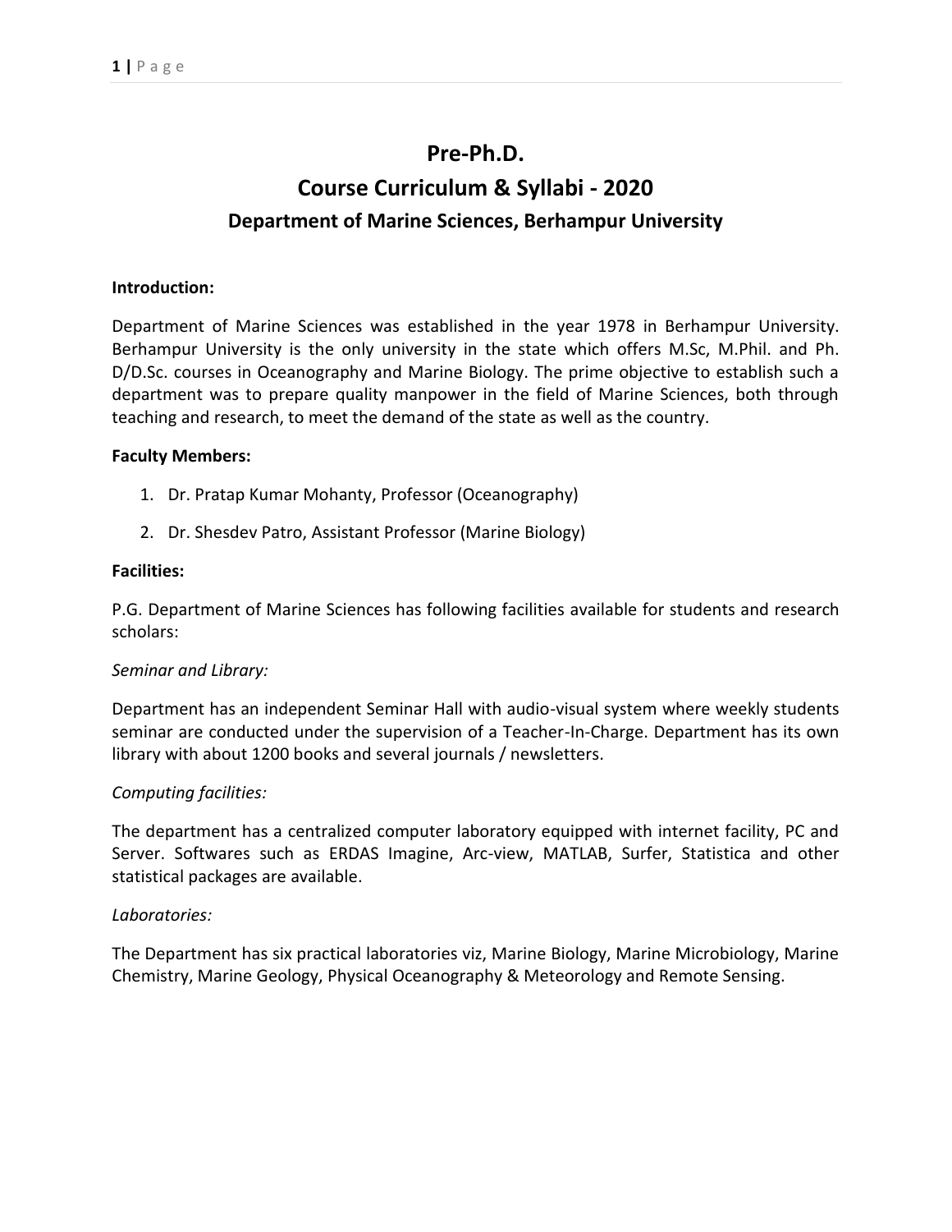# Pre-Ph.D.

# Course Curriculum & Syllabi - 2020

## Department of Marine Sciences, Berhampur University

**Introduction:**

Department of Marine Sciences was established in the year 1978 in Berhampur University. Berhampur University is the only university in the state which offers M.Sc, M.Phil. and Ph. D/D.Sc. courses in Oceanography and Marine Biology. The prime objective to establish such a department was to prepare quality manpower in the field of Marine Sciences, both through teaching and research, to meet the demand of the state as well as the country.

**Faculty Members:**

1. Dr. Pratap Kumar Mohanty, Professor (Oceanography)
2. Dr. Shesdev Patro, Assistant Professor (Marine Biology)

**Facilities:**

P.G. Department of Marine Sciences has following facilities available for students and research scholars:

*Seminar and Library:*

Department has an independent Seminar Hall with audio-visual system where weekly students seminar are conducted under the supervision of a Teacher-In-Charge. Department has its own library with about 1200 books and several journals / newsletters.

*Computing facilities:*

The department has a centralized computer laboratory equipped with internet facility, PC and Server. Softwares such as ERDAS Imagine, Arc-view, MATLAB, Surfer, Statistica and other statistical packages are available.

*Laboratories:*

The Department has six practical laboratories viz, Marine Biology, Marine Microbiology, Marine Chemistry, Marine Geology, Physical Oceanography & Meteorology and Remote Sensing.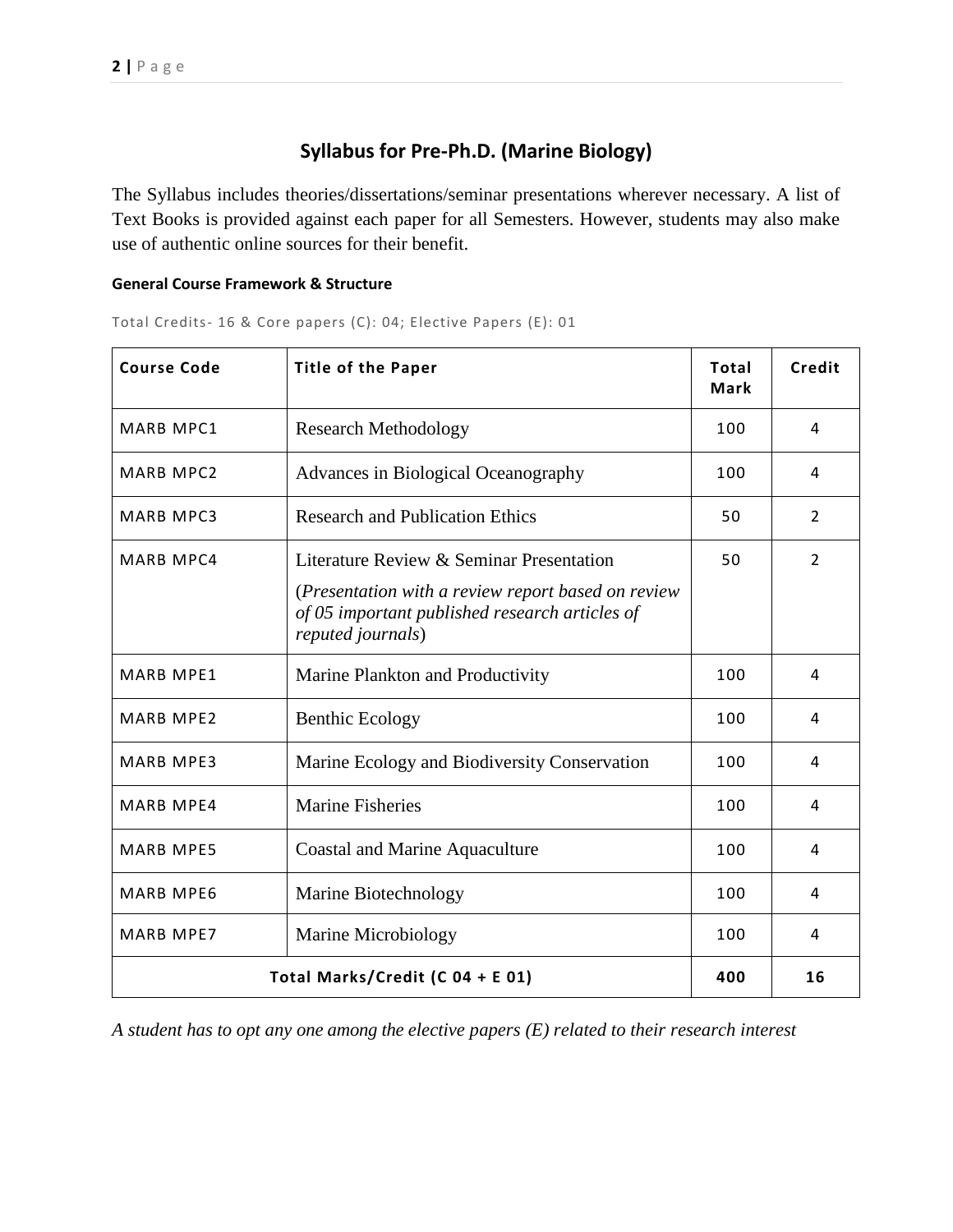## Syllabus for Pre-Ph.D. (Marine Biology)

The Syllabus includes theories/dissertations/seminar presentations wherever necessary. A list of Text Books is provided against each paper for all Semesters. However, students may also make use of authentic online sources for their benefit.

#### General Course Framework & Structure

Total Credits- 16 & Core papers (C): 04; Elective Papers (E): 01

| Course Code | Title of the Paper | Total Mark | Credit |
|---|---|---|---|
| MARB MPC1 | Research Methodology | 100 | 4 |
| MARB MPC2 | Advances in Biological Oceanography | 100 | 4 |
| MARB MPC3 | Research and Publication Ethics | 50 | 2 |
| MARB MPC4 | Literature Review & Seminar Presentation (*Presentation with a review report based on review of 05 important published research articles of reputed journals*) | 50 | 2 |
| MARB MPE1 | Marine Plankton and Productivity | 100 | 4 |
| MARB MPE2 | Benthic Ecology | 100 | 4 |
| MARB MPE3 | Marine Ecology and Biodiversity Conservation | 100 | 4 |
| MARB MPE4 | Marine Fisheries | 100 | 4 |
| MARB MPE5 | Coastal and Marine Aquaculture | 100 | 4 |
| MARB MPE6 | Marine Biotechnology | 100 | 4 |
| MARB MPE7 | Marine Microbiology | 100 | 4 |
| **Total Marks/Credit (C 04 + E 01)** | | **400** | **16** |

*A student has to opt any one among the elective papers (E) related to their research interest*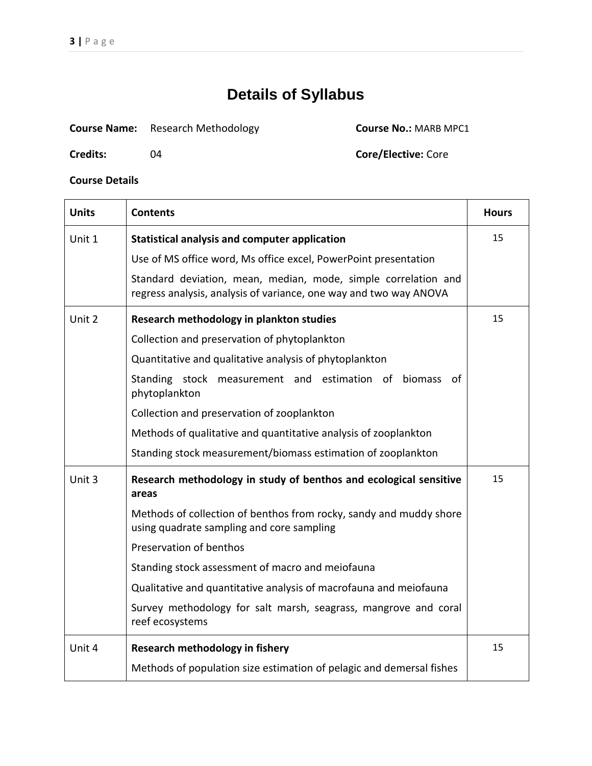# Details of Syllabus

**Course Name:** Research Methodology **Course No.:** MARB MPC1

**Credits:** 04 **Core/Elective:** Core

**Course Details**

| Units | Contents | Hours |
|---|---|---|
| Unit 1 | **Statistical analysis and computer application**<br>Use of MS office word, Ms office excel, PowerPoint presentation<br>Standard deviation, mean, median, mode, simple correlation and regress analysis, analysis of variance, one way and two way ANOVA | 15 |
| Unit 2 | **Research methodology in plankton studies**<br>Collection and preservation of phytoplankton<br>Quantitative and qualitative analysis of phytoplankton<br>Standing stock measurement and estimation of biomass of phytoplankton<br>Collection and preservation of zooplankton<br>Methods of qualitative and quantitative analysis of zooplankton<br>Standing stock measurement/biomass estimation of zooplankton | 15 |
| Unit 3 | **Research methodology in study of benthos and ecological sensitive areas**<br>Methods of collection of benthos from rocky, sandy and muddy shore using quadrate sampling and core sampling<br>Preservation of benthos<br>Standing stock assessment of macro and meiofauna<br>Qualitative and quantitative analysis of macrofauna and meiofauna<br>Survey methodology for salt marsh, seagrass, mangrove and coral reef ecosystems | 15 |
| Unit 4 | **Research methodology in fishery**<br>Methods of population size estimation of pelagic and demersal fishes | 15 |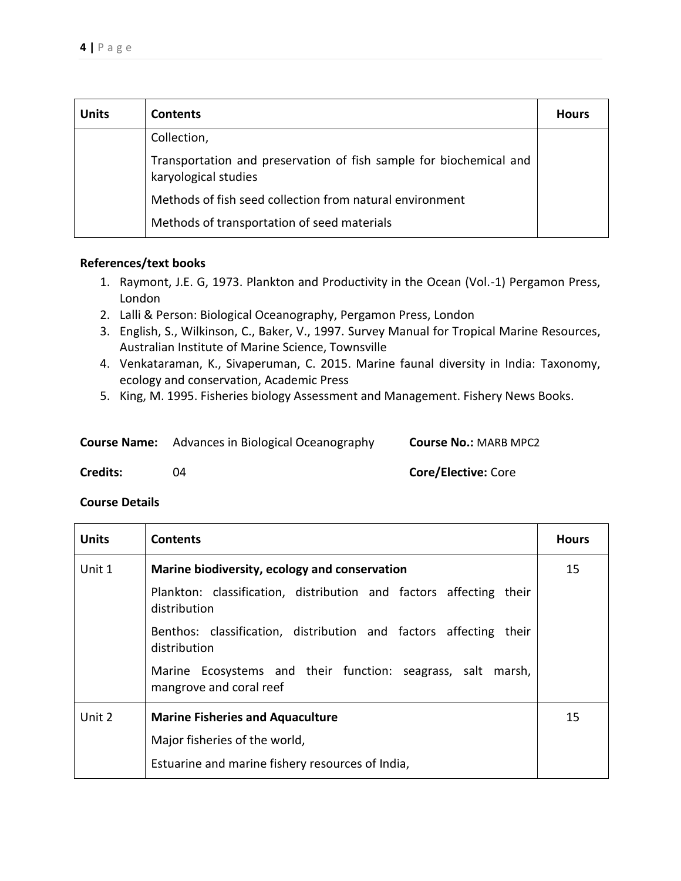| Units | Contents | Hours |
|---|---|---|
| | Collection,<br><br>Transportation and preservation of fish sample for biochemical and karyological studies<br><br>Methods of fish seed collection from natural environment<br><br>Methods of transportation of seed materials | |

**References/text books**

1. Raymont, J.E. G, 1973. Plankton and Productivity in the Ocean (Vol.-1) Pergamon Press, London
2. Lalli & Person: Biological Oceanography, Pergamon Press, London
3. English, S., Wilkinson, C., Baker, V., 1997. Survey Manual for Tropical Marine Resources, Australian Institute of Marine Science, Townsville
4. Venkataraman, K., Sivaperuman, C. 2015. Marine faunal diversity in India: Taxonomy, ecology and conservation, Academic Press
5. King, M. 1995. Fisheries biology Assessment and Management. Fishery News Books.

**Course Name:** Advances in Biological Oceanography **Course No.:** MARB MPC2

**Credits:** 04 **Core/Elective:** Core

**Course Details**

| Units | Contents | Hours |
|---|---|---|
| Unit 1 | **Marine biodiversity, ecology and conservation**<br><br>Plankton: classification, distribution and factors affecting their distribution<br><br>Benthos: classification, distribution and factors affecting their distribution<br><br>Marine Ecosystems and their function: seagrass, salt marsh, mangrove and coral reef | 15 |
| Unit 2 | **Marine Fisheries and Aquaculture**<br><br>Major fisheries of the world,<br><br>Estuarine and marine fishery resources of India, | 15 |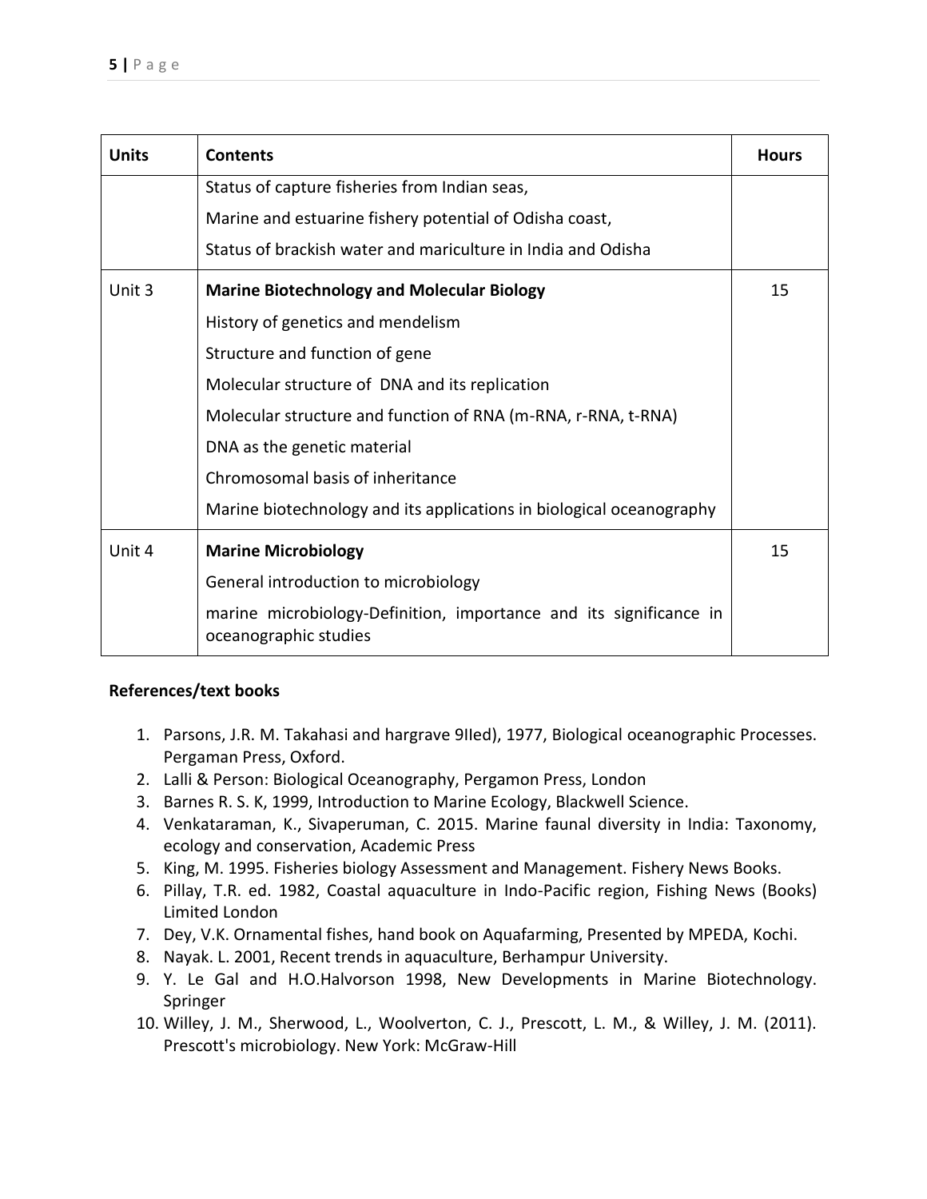| Units | Contents | Hours |
|---|---|---|
| | Status of capture fisheries from Indian seas,<br>Marine and estuarine fishery potential of Odisha coast,<br>Status of brackish water and mariculture in India and Odisha | |
| Unit 3 | **Marine Biotechnology and Molecular Biology**<br>History of genetics and mendelism<br>Structure and function of gene<br>Molecular structure of DNA and its replication<br>Molecular structure and function of RNA (m-RNA, r-RNA, t-RNA)<br>DNA as the genetic material<br>Chromosomal basis of inheritance<br>Marine biotechnology and its applications in biological oceanography | 15 |
| Unit 4 | **Marine Microbiology**<br>General introduction to microbiology<br>marine microbiology-Definition, importance and its significance in oceanographic studies | 15 |

**References/text books**

1. Parsons, J.R. M. Takahasi and hargrave 9IIed), 1977, Biological oceanographic Processes. Pergaman Press, Oxford.
2. Lalli & Person: Biological Oceanography, Pergamon Press, London
3. Barnes R. S. K, 1999, Introduction to Marine Ecology, Blackwell Science.
4. Venkataraman, K., Sivaperuman, C. 2015. Marine faunal diversity in India: Taxonomy, ecology and conservation, Academic Press
5. King, M. 1995. Fisheries biology Assessment and Management. Fishery News Books.
6. Pillay, T.R. ed. 1982, Coastal aquaculture in Indo-Pacific region, Fishing News (Books) Limited London
7. Dey, V.K. Ornamental fishes, hand book on Aquafarming, Presented by MPEDA, Kochi.
8. Nayak. L. 2001, Recent trends in aquaculture, Berhampur University.
9. Y. Le Gal and H.O.Halvorson 1998, New Developments in Marine Biotechnology. Springer
10. Willey, J. M., Sherwood, L., Woolverton, C. J., Prescott, L. M., & Willey, J. M. (2011). Prescott's microbiology. New York: McGraw-Hill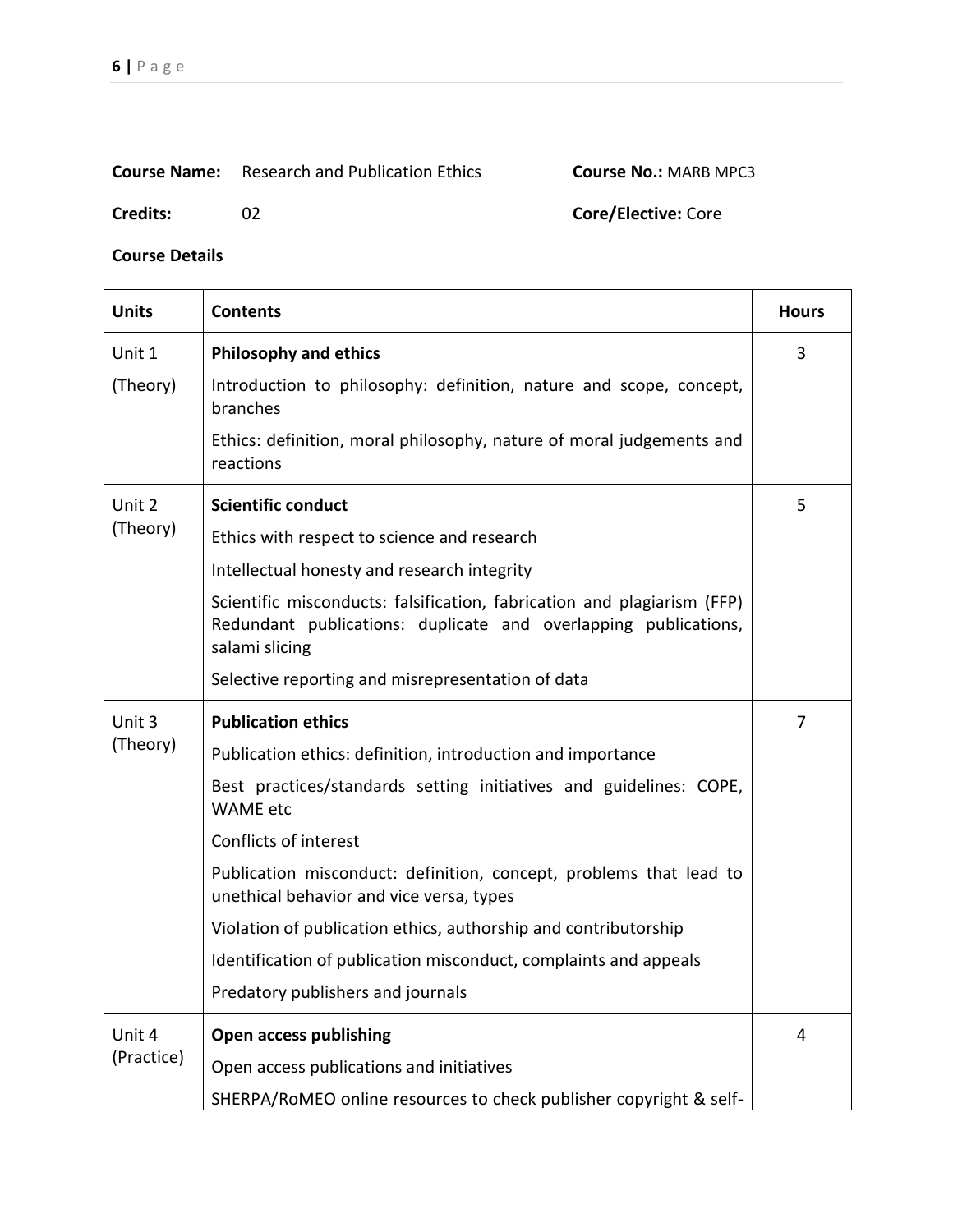**Course Name:** Research and Publication Ethics **Course No.:** MARB MPC3

**Credits:** 02 **Core/Elective:** Core

**Course Details**

| Units | Contents | Hours |
|---|---|---|
| Unit 1 (Theory) | **Philosophy and ethics**<br>Introduction to philosophy: definition, nature and scope, concept, branches<br>Ethics: definition, moral philosophy, nature of moral judgements and reactions | 3 |
| Unit 2 (Theory) | **Scientific conduct**<br>Ethics with respect to science and research<br>Intellectual honesty and research integrity<br>Scientific misconducts: falsification, fabrication and plagiarism (FFP) Redundant publications: duplicate and overlapping publications, salami slicing<br>Selective reporting and misrepresentation of data | 5 |
| Unit 3 (Theory) | **Publication ethics**<br>Publication ethics: definition, introduction and importance<br>Best practices/standards setting initiatives and guidelines: COPE, WAME etc<br>Conflicts of interest<br>Publication misconduct: definition, concept, problems that lead to unethical behavior and vice versa, types<br>Violation of publication ethics, authorship and contributorship<br>Identification of publication misconduct, complaints and appeals<br>Predatory publishers and journals | 7 |
| Unit 4 (Practice) | **Open access publishing**<br>Open access publications and initiatives<br>SHERPA/RoMEO online resources to check publisher copyright & self- | 4 |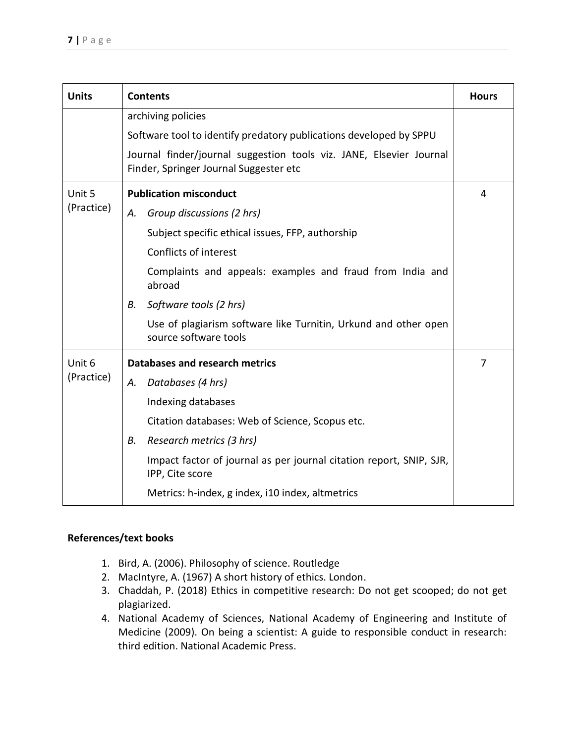| Units | Contents | Hours |
|---|---|---|
| | archiving policies<br>Software tool to identify predatory publications developed by SPPU<br>Journal finder/journal suggestion tools viz. JANE, Elsevier Journal Finder, Springer Journal Suggester etc | |
| Unit 5 (Practice) | **Publication misconduct**<br>A. *Group discussions (2 hrs)*<br>Subject specific ethical issues, FFP, authorship<br>Conflicts of interest<br>Complaints and appeals: examples and fraud from India and abroad<br>B. *Software tools (2 hrs)*<br>Use of plagiarism software like Turnitin, Urkund and other open source software tools | 4 |
| Unit 6 (Practice) | **Databases and research metrics**<br>A. *Databases (4 hrs)*<br>Indexing databases<br>Citation databases: Web of Science, Scopus etc.<br>B. *Research metrics (3 hrs)*<br>Impact factor of journal as per journal citation report, SNIP, SJR, IPP, Cite score<br>Metrics: h-index, g index, i10 index, altmetrics | 7 |

**References/text books**

1. Bird, A. (2006). Philosophy of science. Routledge
2. MacIntyre, A. (1967) A short history of ethics. London.
3. Chaddah, P. (2018) Ethics in competitive research: Do not get scooped; do not get plagiarized.
4. National Academy of Sciences, National Academy of Engineering and Institute of Medicine (2009). On being a scientist: A guide to responsible conduct in research: third edition. National Academic Press.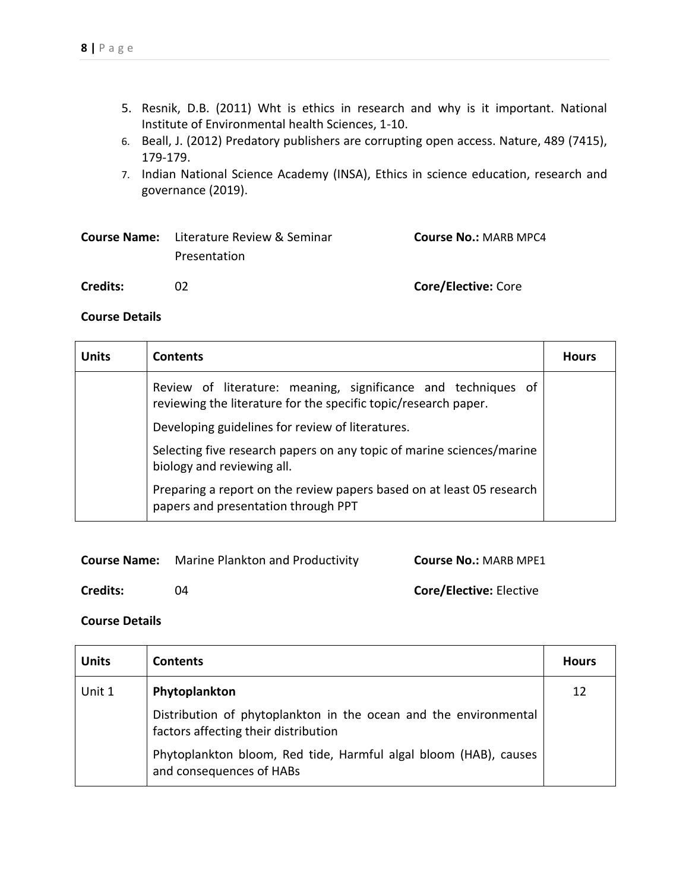5. Resnik, D.B. (2011) Wht is ethics in research and why is it important. National Institute of Environmental health Sciences, 1-10.
6. Beall, J. (2012) Predatory publishers are corrupting open access. Nature, 489 (7415), 179-179.
7. Indian National Science Academy (INSA), Ethics in science education, research and governance (2019).

**Course Name:** Literature Review & Seminar Presentation **Course No.:** MARB MPC4

**Credits:** 02 **Core/Elective:** Core

**Course Details**

| Units | Contents | Hours |
|---|---|---|
| | Review of literature: meaning, significance and techniques of reviewing the literature for the specific topic/research paper.<br>Developing guidelines for review of literatures.<br>Selecting five research papers on any topic of marine sciences/marine biology and reviewing all.<br>Preparing a report on the review papers based on at least 05 research papers and presentation through PPT | |

**Course Name:** Marine Plankton and Productivity **Course No.:** MARB MPE1

**Credits:** 04 **Core/Elective:** Elective

**Course Details**

| Units | Contents | Hours |
|---|---|---|
| Unit 1 | **Phytoplankton**<br>Distribution of phytoplankton in the ocean and the environmental factors affecting their distribution<br>Phytoplankton bloom, Red tide, Harmful algal bloom (HAB), causes and consequences of HABs | 12 |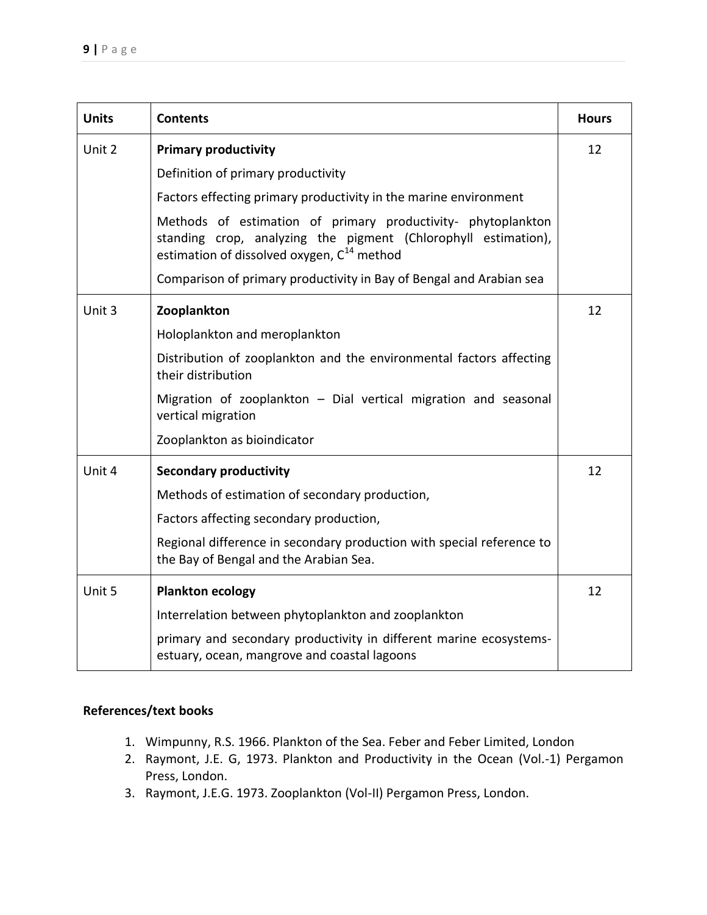| Units | Contents | Hours |
|---|---|---|
| Unit 2 | **Primary productivity**<br>Definition of primary productivity<br>Factors effecting primary productivity in the marine environment<br>Methods of estimation of primary productivity- phytoplankton standing crop, analyzing the pigment (Chlorophyll estimation), estimation of dissolved oxygen, $C^{14}$ method<br>Comparison of primary productivity in Bay of Bengal and Arabian sea | 12 |
| Unit 3 | **Zooplankton**<br>Holoplankton and meroplankton<br>Distribution of zooplankton and the environmental factors affecting their distribution<br>Migration of zooplankton – Dial vertical migration and seasonal vertical migration<br>Zooplankton as bioindicator | 12 |
| Unit 4 | **Secondary productivity**<br>Methods of estimation of secondary production,<br>Factors affecting secondary production,<br>Regional difference in secondary production with special reference to the Bay of Bengal and the Arabian Sea. | 12 |
| Unit 5 | **Plankton ecology**<br>Interrelation between phytoplankton and zooplankton<br>primary and secondary productivity in different marine ecosystems- estuary, ocean, mangrove and coastal lagoons | 12 |

**References/text books**

1. Wimpunny, R.S. 1966. Plankton of the Sea. Feber and Feber Limited, London
2. Raymont, J.E. G, 1973. Plankton and Productivity in the Ocean (Vol.-1) Pergamon Press, London.
3. Raymont, J.E.G. 1973. Zooplankton (Vol-II) Pergamon Press, London.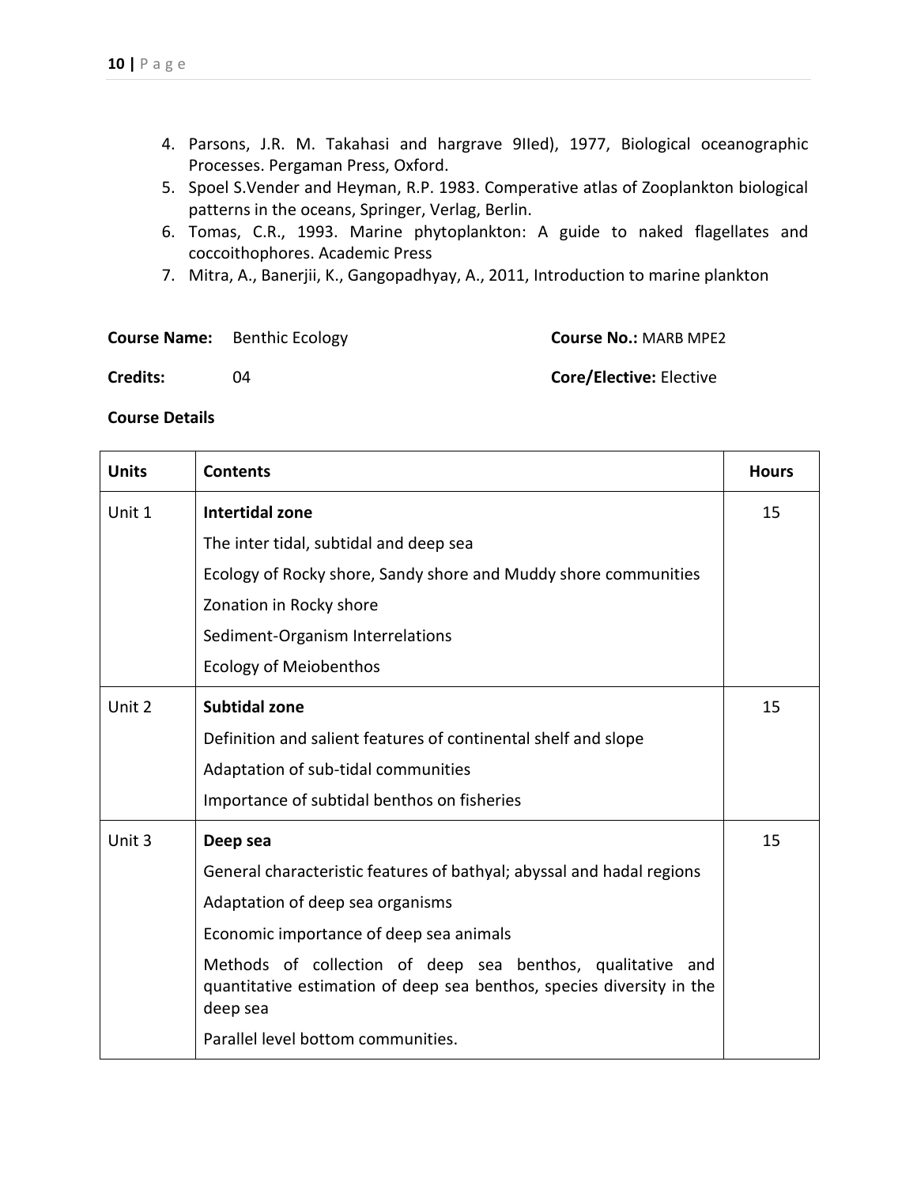4. Parsons, J.R. M. Takahasi and hargrave 9IIed), 1977, Biological oceanographic Processes. Pergaman Press, Oxford.
5. Spoel S.Vender and Heyman, R.P. 1983. Comperative atlas of Zooplankton biological patterns in the oceans, Springer, Verlag, Berlin.
6. Tomas, C.R., 1993. Marine phytoplankton: A guide to naked flagellates and coccoithophores. Academic Press
7. Mitra, A., Banerjii, K., Gangopadhyay, A., 2011, Introduction to marine plankton

**Course Name:** Benthic Ecology **Course No.:** MARB MPE2

**Credits:** 04 **Core/Elective:** Elective

**Course Details**

| Units | Contents | Hours |
|---|---|---|
| Unit 1 | **Intertidal zone**<br>The inter tidal, subtidal and deep sea<br>Ecology of Rocky shore, Sandy shore and Muddy shore communities<br>Zonation in Rocky shore<br>Sediment-Organism Interrelations<br>Ecology of Meiobenthos | 15 |
| Unit 2 | **Subtidal zone**<br>Definition and salient features of continental shelf and slope<br>Adaptation of sub-tidal communities<br>Importance of subtidal benthos on fisheries | 15 |
| Unit 3 | **Deep sea**<br>General characteristic features of bathyal; abyssal and hadal regions<br>Adaptation of deep sea organisms<br>Economic importance of deep sea animals<br>Methods of collection of deep sea benthos, qualitative and quantitative estimation of deep sea benthos, species diversity in the deep sea<br>Parallel level bottom communities. | 15 |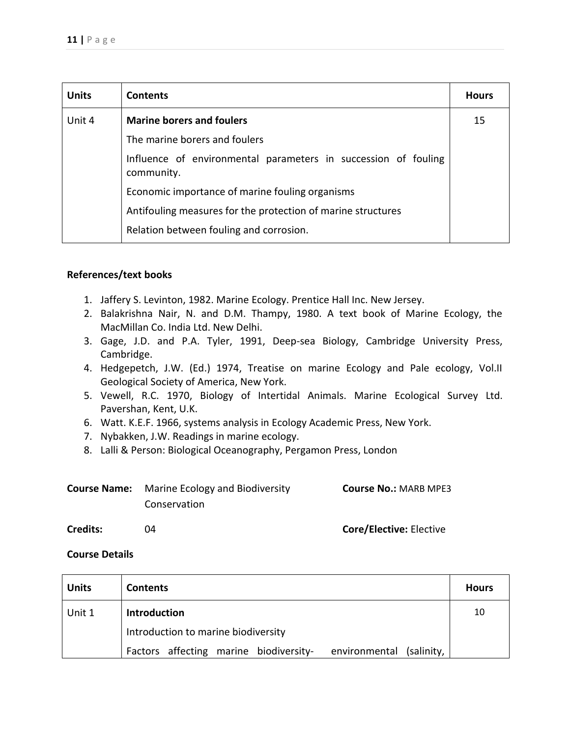| Units | Contents | Hours |
|---|---|---|
| Unit 4 | **Marine borers and foulers**<br>The marine borers and foulers<br>Influence of environmental parameters in succession of fouling community.<br>Economic importance of marine fouling organisms<br>Antifouling measures for the protection of marine structures<br>Relation between fouling and corrosion. | 15 |

**References/text books**

1. Jaffery S. Levinton, 1982. Marine Ecology. Prentice Hall Inc. New Jersey.
2. Balakrishna Nair, N. and D.M. Thampy, 1980. A text book of Marine Ecology, the MacMillan Co. India Ltd. New Delhi.
3. Gage, J.D. and P.A. Tyler, 1991, Deep-sea Biology, Cambridge University Press, Cambridge.
4. Hedgepetch, J.W. (Ed.) 1974, Treatise on marine Ecology and Pale ecology, Vol.II Geological Society of America, New York.
5. Vewell, R.C. 1970, Biology of Intertidal Animals. Marine Ecological Survey Ltd. Pavershan, Kent, U.K.
6. Watt. K.E.F. 1966, systems analysis in Ecology Academic Press, New York.
7. Nybakken, J.W. Readings in marine ecology.
8. Lalli & Person: Biological Oceanography, Pergamon Press, London

**Course Name:** Marine Ecology and Biodiversity Conservation **Course No.:** MARB MPE3

**Credits:** 04 **Core/Elective:** Elective

**Course Details**

| Units | Contents | Hours |
|---|---|---|
| Unit 1 | **Introduction**<br>Introduction to marine biodiversity<br>Factors affecting marine biodiversity- environmental (salinity, | 10 |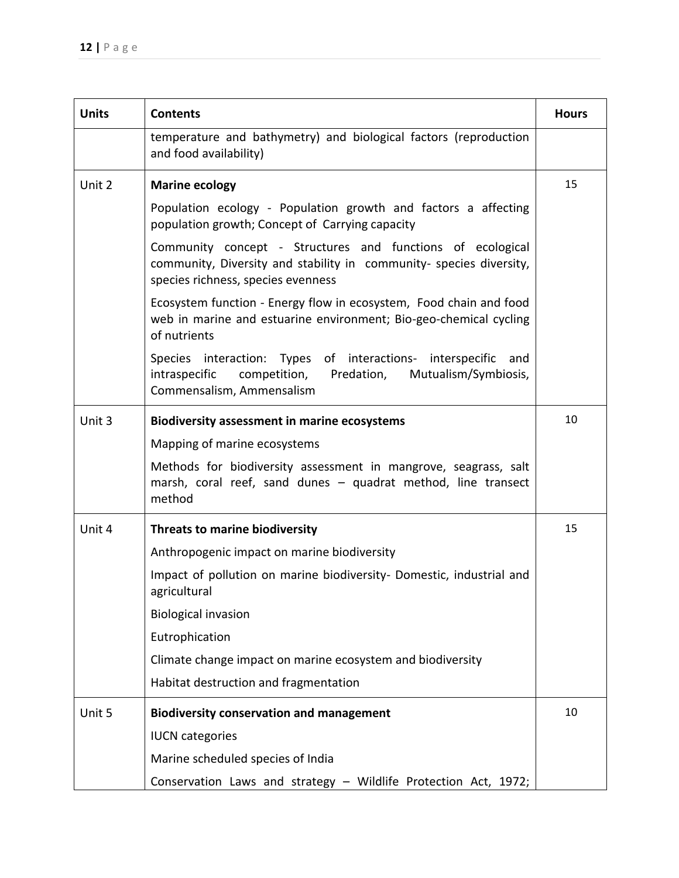| Units | Contents | Hours |
|---|---|---|
| | temperature and bathymetry) and biological factors (reproduction and food availability) | |
| Unit 2 | **Marine ecology**<br>Population ecology - Population growth and factors a affecting population growth; Concept of Carrying capacity<br>Community concept - Structures and functions of ecological community, Diversity and stability in community- species diversity, species richness, species evenness<br>Ecosystem function - Energy flow in ecosystem, Food chain and food web in marine and estuarine environment; Bio-geo-chemical cycling of nutrients<br>Species interaction: Types of interactions- interspecific and intraspecific competition, Predation, Mutualism/Symbiosis, Commensalism, Ammensalism | 15 |
| Unit 3 | **Biodiversity assessment in marine ecosystems**<br>Mapping of marine ecosystems<br>Methods for biodiversity assessment in mangrove, seagrass, salt marsh, coral reef, sand dunes – quadrat method, line transect method | 10 |
| Unit 4 | **Threats to marine biodiversity**<br>Anthropogenic impact on marine biodiversity<br>Impact of pollution on marine biodiversity- Domestic, industrial and agricultural<br>Biological invasion<br>Eutrophication<br>Climate change impact on marine ecosystem and biodiversity<br>Habitat destruction and fragmentation | 15 |
| Unit 5 | **Biodiversity conservation and management**<br>IUCN categories<br>Marine scheduled species of India<br>Conservation Laws and strategy – Wildlife Protection Act, 1972; | 10 |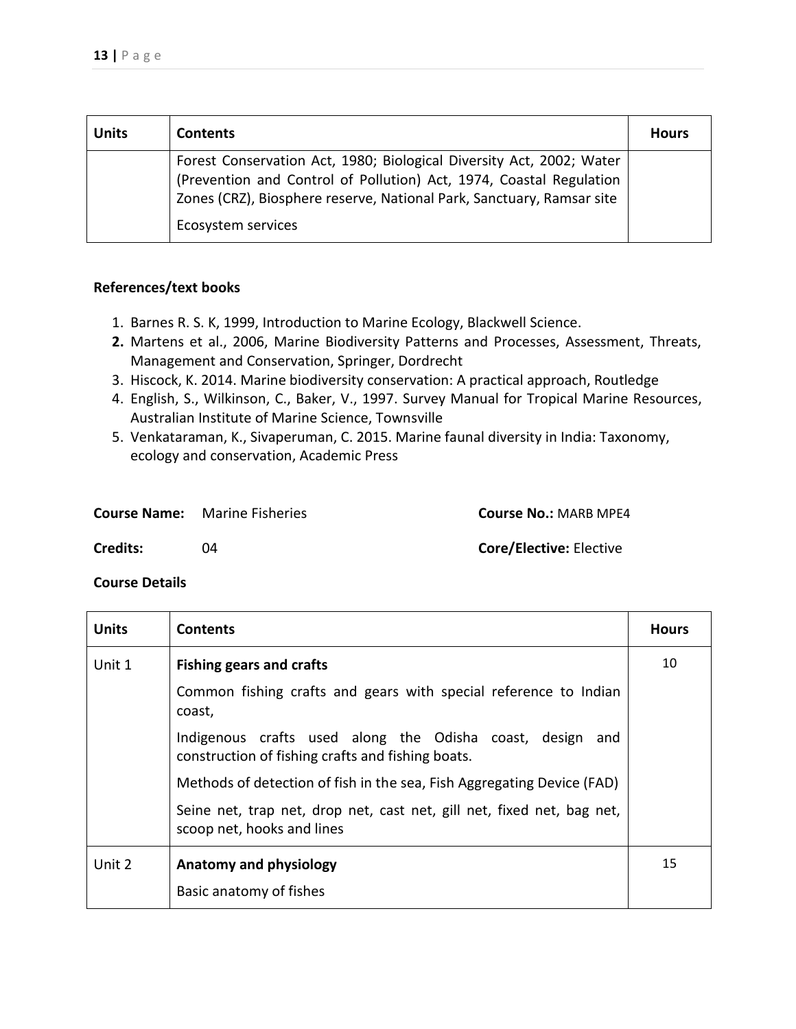| Units | Contents | Hours |
|---|---|---|
| | Forest Conservation Act, 1980; Biological Diversity Act, 2002; Water (Prevention and Control of Pollution) Act, 1974, Coastal Regulation Zones (CRZ), Biosphere reserve, National Park, Sanctuary, Ramsar site<br><br>Ecosystem services | |

**References/text books**

1. Barnes R. S. K, 1999, Introduction to Marine Ecology, Blackwell Science.
2. Martens et al., 2006, Marine Biodiversity Patterns and Processes, Assessment, Threats, Management and Conservation, Springer, Dordrecht
3. Hiscock, K. 2014. Marine biodiversity conservation: A practical approach, Routledge
4. English, S., Wilkinson, C., Baker, V., 1997. Survey Manual for Tropical Marine Resources, Australian Institute of Marine Science, Townsville
5. Venkataraman, K., Sivaperuman, C. 2015. Marine faunal diversity in India: Taxonomy, ecology and conservation, Academic Press

**Course Name:** Marine Fisheries **Course No.:** MARB MPE4

**Credits:** 04 **Core/Elective:** Elective

**Course Details**

| Units | Contents | Hours |
|---|---|---|
| Unit 1 | **Fishing gears and crafts**<br><br>Common fishing crafts and gears with special reference to Indian coast,<br><br>Indigenous crafts used along the Odisha coast, design and construction of fishing crafts and fishing boats.<br><br>Methods of detection of fish in the sea, Fish Aggregating Device (FAD)<br><br>Seine net, trap net, drop net, cast net, gill net, fixed net, bag net, scoop net, hooks and lines | 10 |
| Unit 2 | **Anatomy and physiology**<br><br>Basic anatomy of fishes | 15 |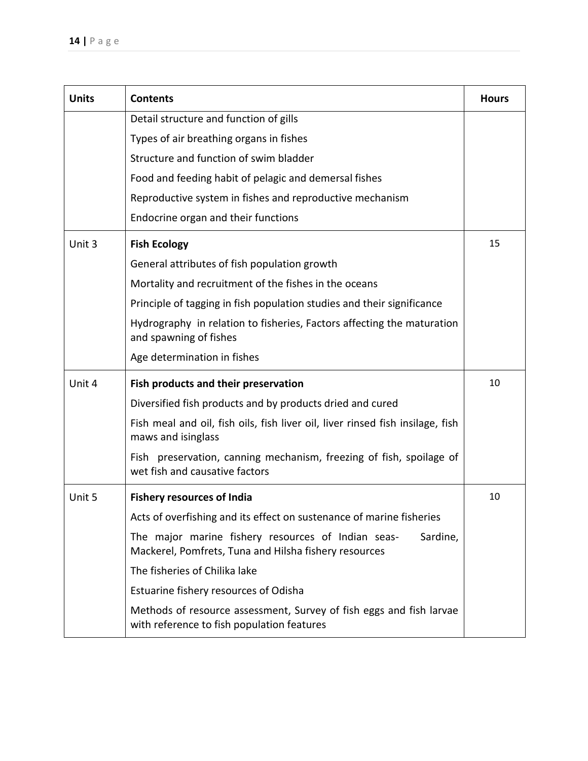| Units | Contents | Hours |
| --- | --- | --- |
| | Detail structure and function of gills<br>Types of air breathing organs in fishes<br>Structure and function of swim bladder<br>Food and feeding habit of pelagic and demersal fishes<br>Reproductive system in fishes and reproductive mechanism<br>Endocrine organ and their functions | |
| Unit 3 | **Fish Ecology**<br>General attributes of fish population growth<br>Mortality and recruitment of the fishes in the oceans<br>Principle of tagging in fish population studies and their significance<br>Hydrography in relation to fisheries, Factors affecting the maturation and spawning of fishes<br>Age determination in fishes | 15 |
| Unit 4 | **Fish products and their preservation**<br>Diversified fish products and by products dried and cured<br>Fish meal and oil, fish oils, fish liver oil, liver rinsed fish insilage, fish maws and isinglass<br>Fish preservation, canning mechanism, freezing of fish, spoilage of wet fish and causative factors | 10 |
| Unit 5 | **Fishery resources of India**<br>Acts of overfishing and its effect on sustenance of marine fisheries<br>The major marine fishery resources of Indian seas- Sardine, Mackerel, Pomfrets, Tuna and Hilsha fishery resources<br>The fisheries of Chilika lake<br>Estuarine fishery resources of Odisha<br>Methods of resource assessment, Survey of fish eggs and fish larvae with reference to fish population features | 10 |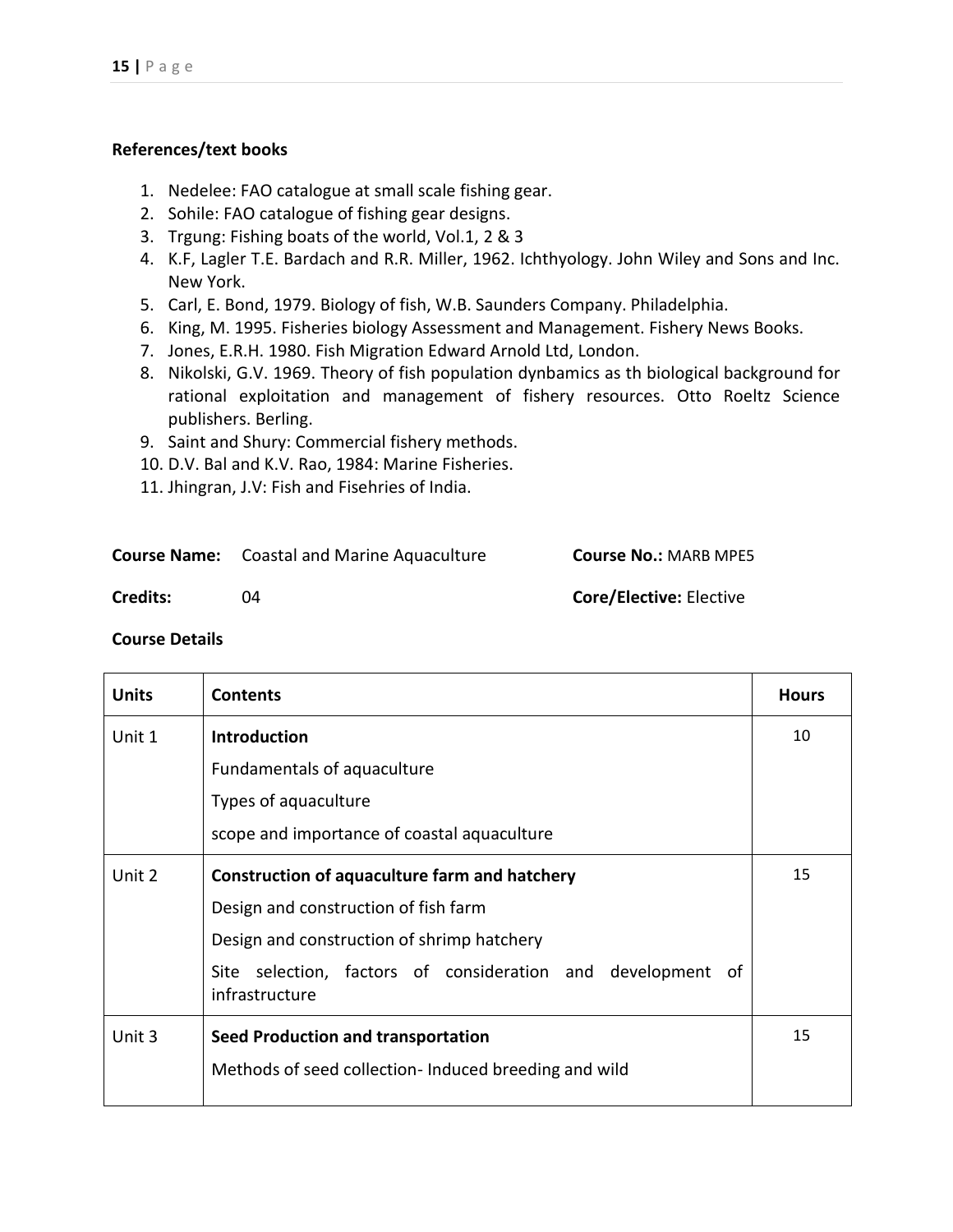**References/text books**

1. Nedelee: FAO catalogue at small scale fishing gear.
2. Sohile: FAO catalogue of fishing gear designs.
3. Trgung: Fishing boats of the world, Vol.1, 2 & 3
4. K.F, Lagler T.E. Bardach and R.R. Miller, 1962. Ichthyology. John Wiley and Sons and Inc. New York.
5. Carl, E. Bond, 1979. Biology of fish, W.B. Saunders Company. Philadelphia.
6. King, M. 1995. Fisheries biology Assessment and Management. Fishery News Books.
7. Jones, E.R.H. 1980. Fish Migration Edward Arnold Ltd, London.
8. Nikolski, G.V. 1969. Theory of fish population dynbamics as th biological background for rational exploitation and management of fishery resources. Otto Roeltz Science publishers. Berling.
9. Saint and Shury: Commercial fishery methods.
10. D.V. Bal and K.V. Rao, 1984: Marine Fisheries.
11. Jhingran, J.V: Fish and Fisehries of India.

**Course Name:** Coastal and Marine Aquaculture **Course No.:** MARB MPE5

**Credits:** 04 **Core/Elective:** Elective

**Course Details**

| Units | Contents | Hours |
|---|---|---|
| Unit 1 | **Introduction**<br>Fundamentals of aquaculture<br>Types of aquaculture<br>scope and importance of coastal aquaculture | 10 |
| Unit 2 | **Construction of aquaculture farm and hatchery**<br>Design and construction of fish farm<br>Design and construction of shrimp hatchery<br>Site selection, factors of consideration and development of infrastructure | 15 |
| Unit 3 | **Seed Production and transportation**<br>Methods of seed collection- Induced breeding and wild | 15 |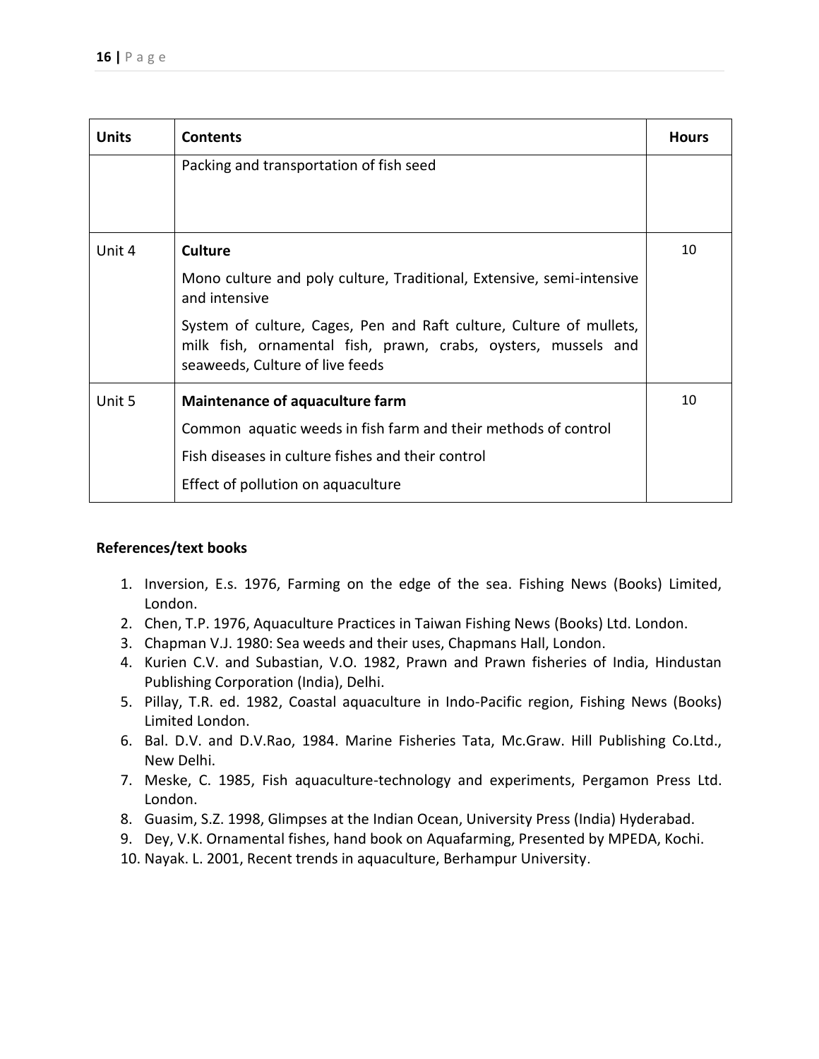| Units | Contents | Hours |
|---|---|---|
| | Packing and transportation of fish seed | |
| Unit 4 | **Culture**<br>Mono culture and poly culture, Traditional, Extensive, semi-intensive and intensive<br>System of culture, Cages, Pen and Raft culture, Culture of mullets, milk fish, ornamental fish, prawn, crabs, oysters, mussels and seaweeds, Culture of live feeds | 10 |
| Unit 5 | **Maintenance of aquaculture farm**<br>Common aquatic weeds in fish farm and their methods of control<br>Fish diseases in culture fishes and their control<br>Effect of pollution on aquaculture | 10 |

**References/text books**

1. Inversion, E.s. 1976, Farming on the edge of the sea. Fishing News (Books) Limited, London.
2. Chen, T.P. 1976, Aquaculture Practices in Taiwan Fishing News (Books) Ltd. London.
3. Chapman V.J. 1980: Sea weeds and their uses, Chapmans Hall, London.
4. Kurien C.V. and Subastian, V.O. 1982, Prawn and Prawn fisheries of India, Hindustan Publishing Corporation (India), Delhi.
5. Pillay, T.R. ed. 1982, Coastal aquaculture in Indo-Pacific region, Fishing News (Books) Limited London.
6. Bal. D.V. and D.V.Rao, 1984. Marine Fisheries Tata, Mc.Graw. Hill Publishing Co.Ltd., New Delhi.
7. Meske, C. 1985, Fish aquaculture-technology and experiments, Pergamon Press Ltd. London.
8. Guasim, S.Z. 1998, Glimpses at the Indian Ocean, University Press (India) Hyderabad.
9. Dey, V.K. Ornamental fishes, hand book on Aquafarming, Presented by MPEDA, Kochi.
10. Nayak. L. 2001, Recent trends in aquaculture, Berhampur University.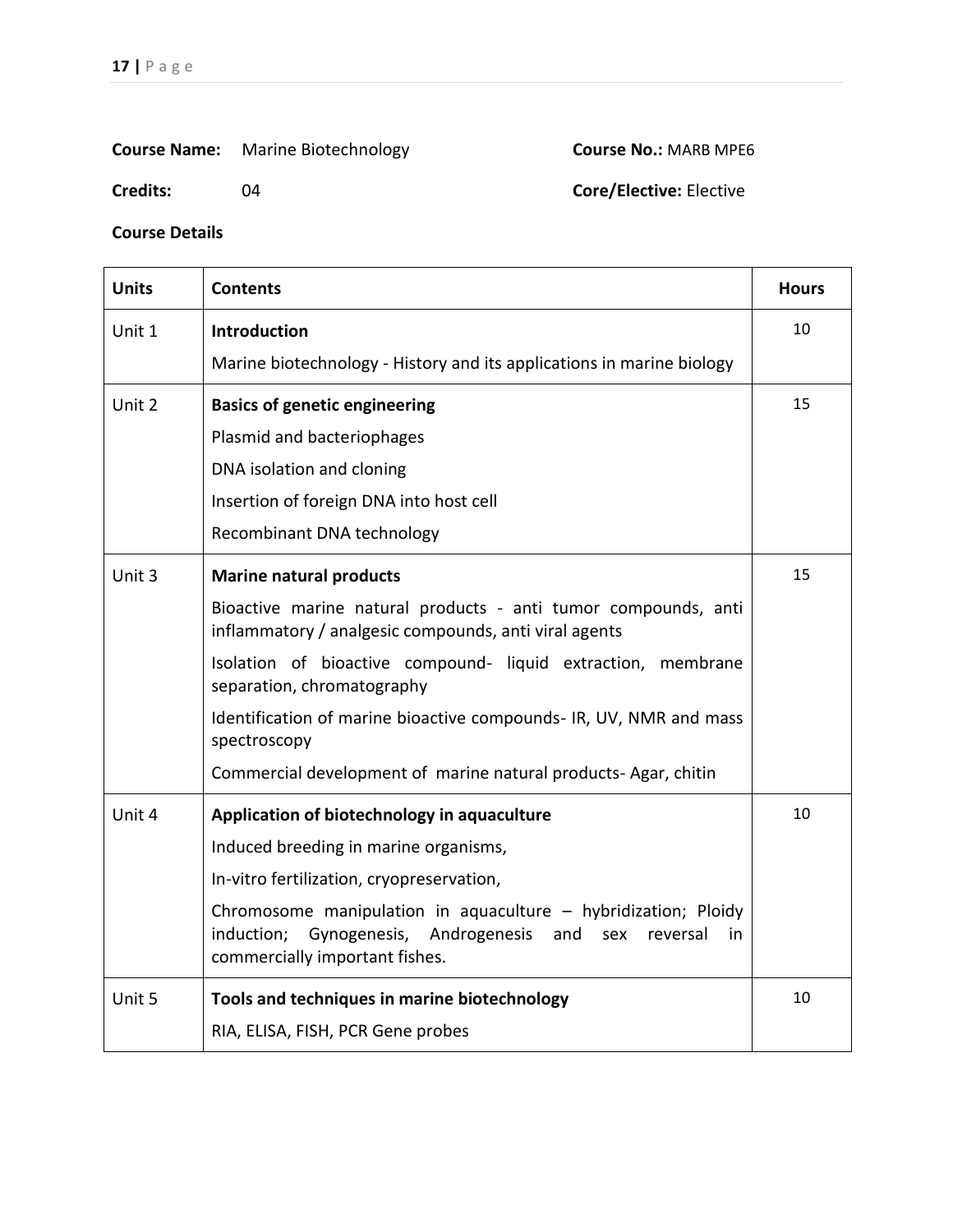**Course Name:** Marine Biotechnology **Course No.:** MARB MPE6

**Credits:** 04 **Core/Elective:** Elective

**Course Details**

| Units | Contents | Hours |
|---|---|---|
| Unit 1 | **Introduction**<br>Marine biotechnology - History and its applications in marine biology | 10 |
| Unit 2 | **Basics of genetic engineering**<br>Plasmid and bacteriophages<br>DNA isolation and cloning<br>Insertion of foreign DNA into host cell<br>Recombinant DNA technology | 15 |
| Unit 3 | **Marine natural products**<br>Bioactive marine natural products - anti tumor compounds, anti inflammatory / analgesic compounds, anti viral agents<br>Isolation of bioactive compound- liquid extraction, membrane separation, chromatography<br>Identification of marine bioactive compounds- IR, UV, NMR and mass spectroscopy<br>Commercial development of marine natural products- Agar, chitin | 15 |
| Unit 4 | **Application of biotechnology in aquaculture**<br>Induced breeding in marine organisms,<br>In-vitro fertilization, cryopreservation,<br>Chromosome manipulation in aquaculture – hybridization; Ploidy induction; Gynogenesis, Androgenesis and sex reversal in commercially important fishes. | 10 |
| Unit 5 | **Tools and techniques in marine biotechnology**<br>RIA, ELISA, FISH, PCR Gene probes | 10 |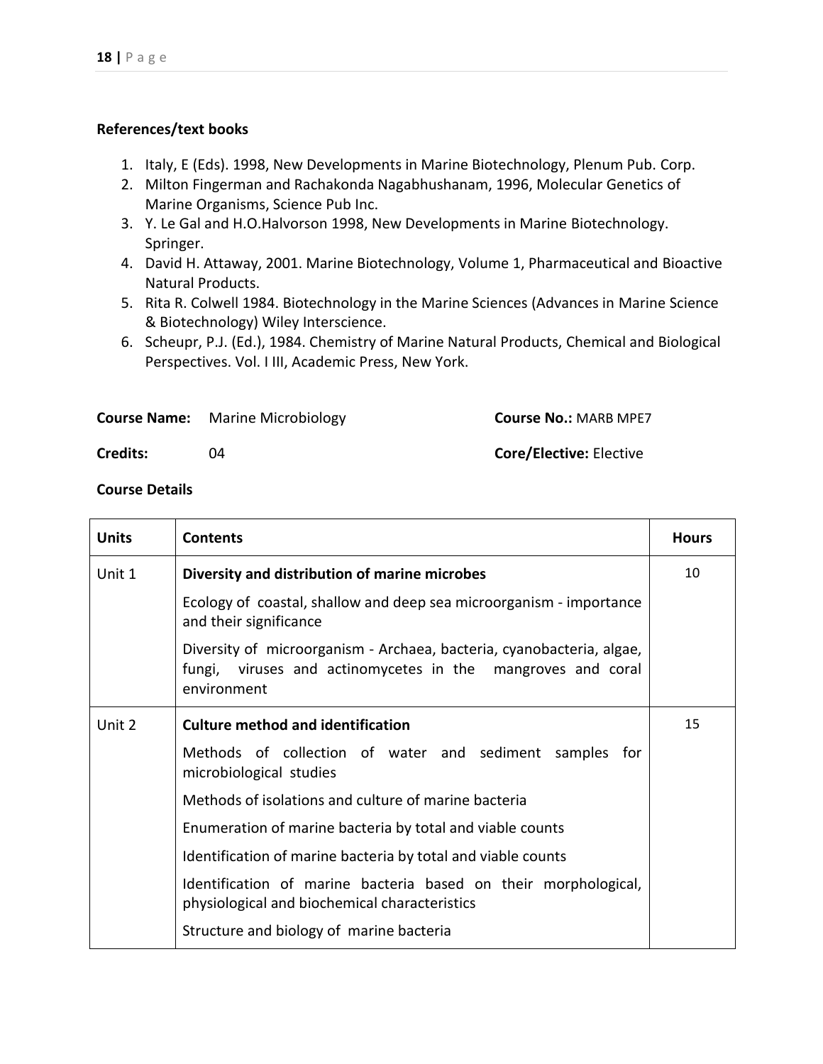**References/text books**

1. Italy, E (Eds). 1998, New Developments in Marine Biotechnology, Plenum Pub. Corp.
2. Milton Fingerman and Rachakonda Nagabhushanam, 1996, Molecular Genetics of Marine Organisms, Science Pub Inc.
3. Y. Le Gal and H.O.Halvorson 1998, New Developments in Marine Biotechnology. Springer.
4. David H. Attaway, 2001. Marine Biotechnology, Volume 1, Pharmaceutical and Bioactive Natural Products.
5. Rita R. Colwell 1984. Biotechnology in the Marine Sciences (Advances in Marine Science & Biotechnology) Wiley Interscience.
6. Scheupr, P.J. (Ed.), 1984. Chemistry of Marine Natural Products, Chemical and Biological Perspectives. Vol. I III, Academic Press, New York.

**Course Name:** Marine Microbiology **Course No.:** MARB MPE7

**Credits:** 04 **Core/Elective:** Elective

**Course Details**

| Units | Contents | Hours |
|---|---|---|
| Unit 1 | **Diversity and distribution of marine microbes**<br>Ecology of coastal, shallow and deep sea microorganism - importance and their significance<br>Diversity of microorganism - Archaea, bacteria, cyanobacteria, algae, fungi, viruses and actinomycetes in the mangroves and coral environment | 10 |
| Unit 2 | **Culture method and identification**<br>Methods of collection of water and sediment samples for microbiological studies<br>Methods of isolations and culture of marine bacteria<br>Enumeration of marine bacteria by total and viable counts<br>Identification of marine bacteria by total and viable counts<br>Identification of marine bacteria based on their morphological, physiological and biochemical characteristics<br>Structure and biology of marine bacteria | 15 |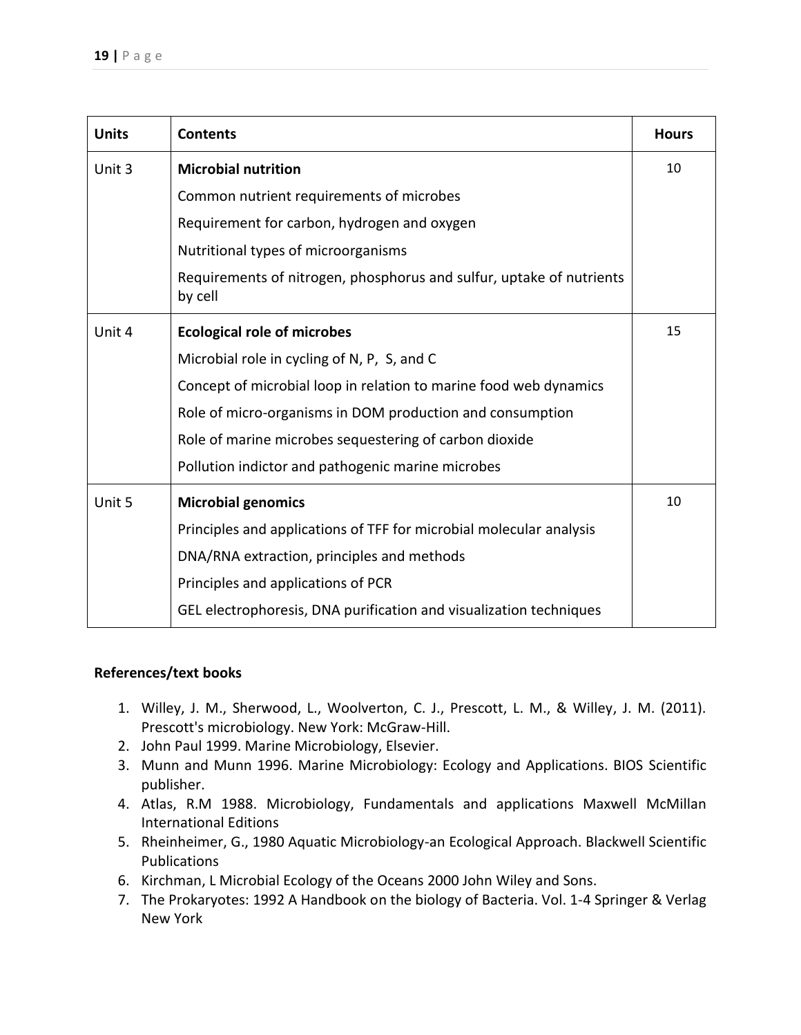| Units | Contents | Hours |
|---|---|---|
| Unit 3 | **Microbial nutrition**<br>Common nutrient requirements of microbes<br>Requirement for carbon, hydrogen and oxygen<br>Nutritional types of microorganisms<br>Requirements of nitrogen, phosphorus and sulfur, uptake of nutrients by cell | 10 |
| Unit 4 | **Ecological role of microbes**<br>Microbial role in cycling of N, P, S, and C<br>Concept of microbial loop in relation to marine food web dynamics<br>Role of micro-organisms in DOM production and consumption<br>Role of marine microbes sequestering of carbon dioxide<br>Pollution indictor and pathogenic marine microbes | 15 |
| Unit 5 | **Microbial genomics**<br>Principles and applications of TFF for microbial molecular analysis<br>DNA/RNA extraction, principles and methods<br>Principles and applications of PCR<br>GEL electrophoresis, DNA purification and visualization techniques | 10 |

**References/text books**

1. Willey, J. M., Sherwood, L., Woolverton, C. J., Prescott, L. M., & Willey, J. M. (2011). Prescott's microbiology. New York: McGraw-Hill.
2. John Paul 1999. Marine Microbiology, Elsevier.
3. Munn and Munn 1996. Marine Microbiology: Ecology and Applications. BIOS Scientific publisher.
4. Atlas, R.M 1988. Microbiology, Fundamentals and applications Maxwell McMillan International Editions
5. Rheinheimer, G., 1980 Aquatic Microbiology-an Ecological Approach. Blackwell Scientific Publications
6. Kirchman, L Microbial Ecology of the Oceans 2000 John Wiley and Sons.
7. The Prokaryotes: 1992 A Handbook on the biology of Bacteria. Vol. 1-4 Springer & Verlag New York